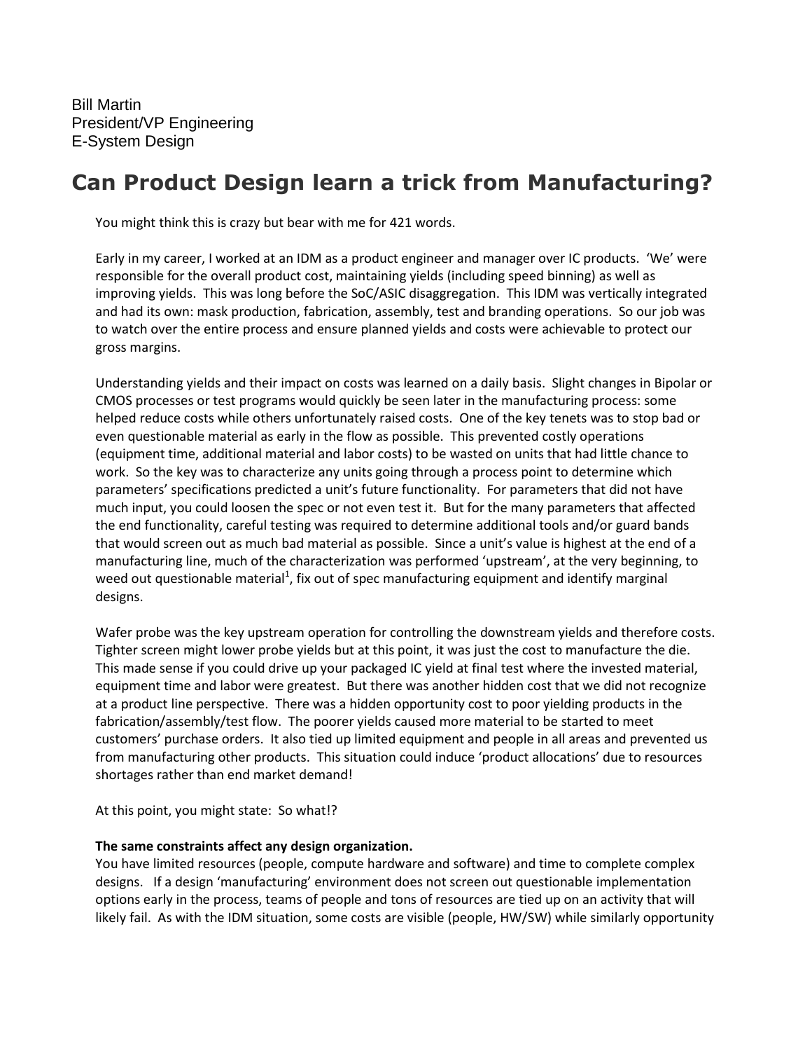Bill Martin
President/VP Engineering
E-System Design

# Can Product Design learn a trick from Manufacturing?

You might think this is crazy but bear with me for 421 words.

Early in my career, I worked at an IDM as a product engineer and manager over IC products. 'We' were responsible for the overall product cost, maintaining yields (including speed binning) as well as improving yields. This was long before the SoC/ASIC disaggregation. This IDM was vertically integrated and had its own: mask production, fabrication, assembly, test and branding operations. So our job was to watch over the entire process and ensure planned yields and costs were achievable to protect our gross margins.

Understanding yields and their impact on costs was learned on a daily basis. Slight changes in Bipolar or CMOS processes or test programs would quickly be seen later in the manufacturing process: some helped reduce costs while others unfortunately raised costs. One of the key tenets was to stop bad or even questionable material as early in the flow as possible. This prevented costly operations (equipment time, additional material and labor costs) to be wasted on units that had little chance to work. So the key was to characterize any units going through a process point to determine which parameters' specifications predicted a unit's future functionality. For parameters that did not have much input, you could loosen the spec or not even test it. But for the many parameters that affected the end functionality, careful testing was required to determine additional tools and/or guard bands that would screen out as much bad material as possible. Since a unit's value is highest at the end of a manufacturing line, much of the characterization was performed 'upstream', at the very beginning, to weed out questionable material[1], fix out of spec manufacturing equipment and identify marginal designs.

Wafer probe was the key upstream operation for controlling the downstream yields and therefore costs. Tighter screen might lower probe yields but at this point, it was just the cost to manufacture the die. This made sense if you could drive up your packaged IC yield at final test where the invested material, equipment time and labor were greatest. But there was another hidden cost that we did not recognize at a product line perspective. There was a hidden opportunity cost to poor yielding products in the fabrication/assembly/test flow. The poorer yields caused more material to be started to meet customers' purchase orders. It also tied up limited equipment and people in all areas and prevented us from manufacturing other products. This situation could induce 'product allocations' due to resources shortages rather than end market demand!

At this point, you might state: So what!?

**The same constraints affect any design organization.**

You have limited resources (people, compute hardware and software) and time to complete complex designs. If a design 'manufacturing' environment does not screen out questionable implementation options early in the process, teams of people and tons of resources are tied up on an activity that will likely fail. As with the IDM situation, some costs are visible (people, HW/SW) while similarly opportunity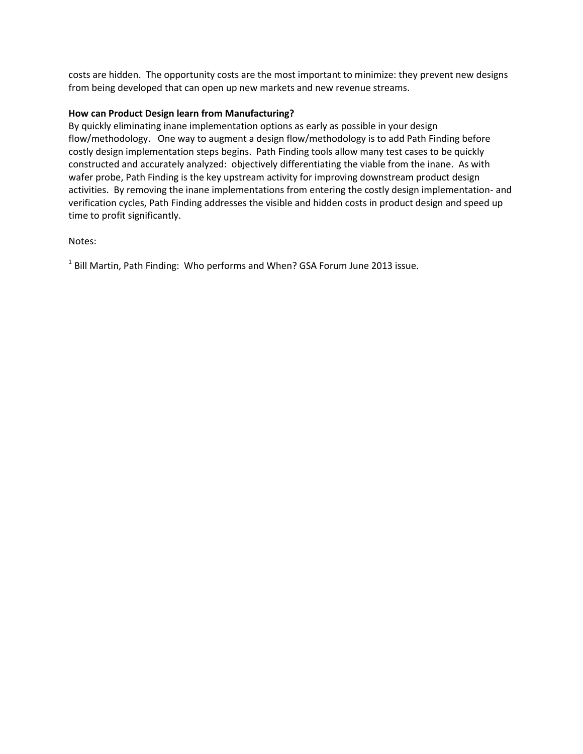costs are hidden. The opportunity costs are the most important to minimize: they prevent new designs from being developed that can open up new markets and new revenue streams.

**How can Product Design learn from Manufacturing?**

By quickly eliminating inane implementation options as early as possible in your design flow/methodology. One way to augment a design flow/methodology is to add Path Finding before costly design implementation steps begins. Path Finding tools allow many test cases to be quickly constructed and accurately analyzed: objectively differentiating the viable from the inane. As with wafer probe, Path Finding is the key upstream activity for improving downstream product design activities. By removing the inane implementations from entering the costly design implementation- and verification cycles, Path Finding addresses the visible and hidden costs in product design and speed up time to profit significantly.

Notes:

[1] Bill Martin, Path Finding: Who performs and When? GSA Forum June 2013 issue.